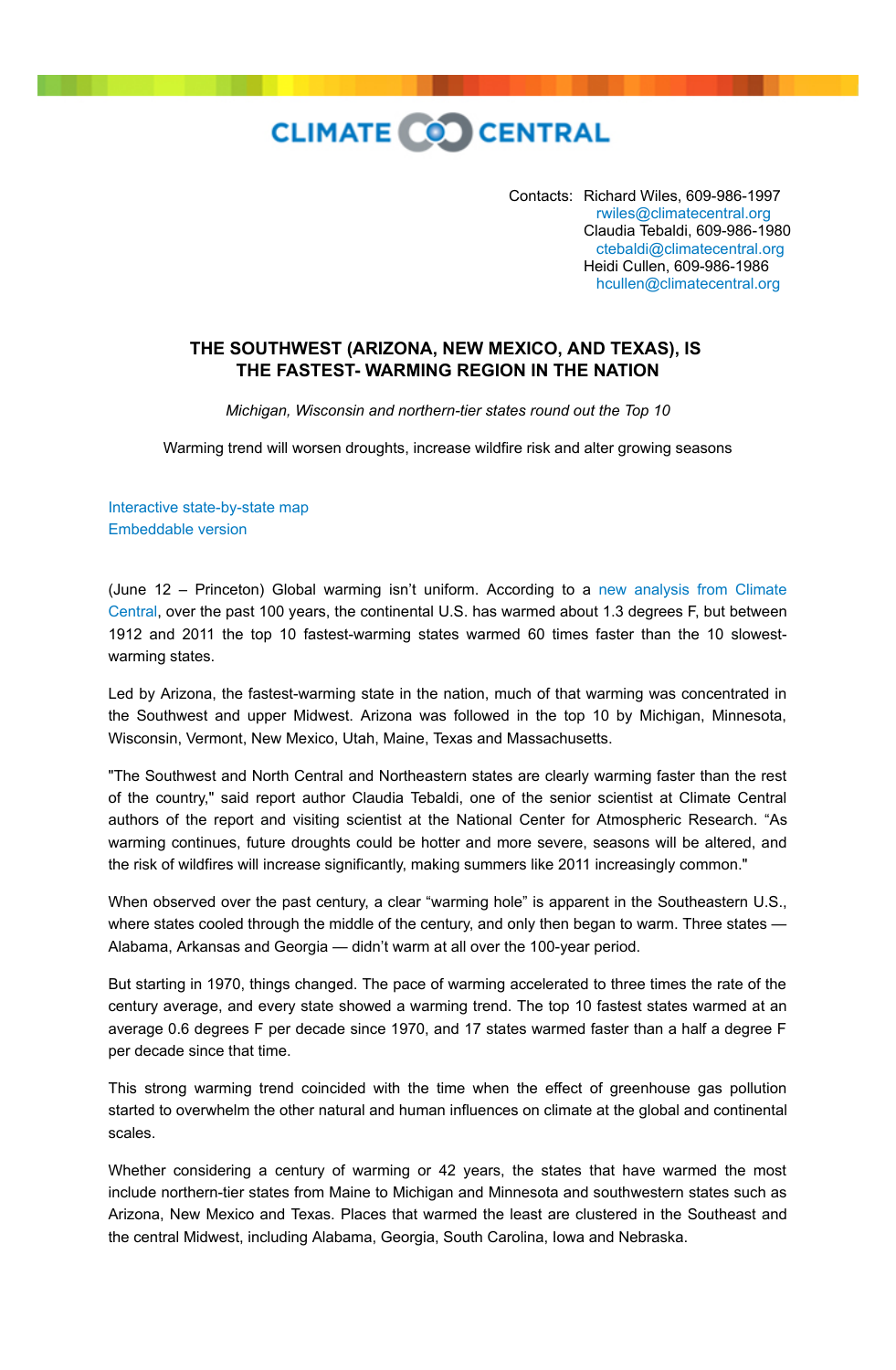CLIMATE CENTRAL

Contacts: Richard Wiles, 609-986-1997
rwiles@climatecentral.org
Claudia Tebaldi, 609-986-1980
ctebaldi@climatecentral.org
Heidi Cullen, 609-986-1986
hcullen@climatecentral.org

# THE SOUTHWEST (ARIZONA, NEW MEXICO, AND TEXAS), IS THE FASTEST- WARMING REGION IN THE NATION

*Michigan, Wisconsin and northern-tier states round out the Top 10*

Warming trend will worsen droughts, increase wildfire risk and alter growing seasons

Interactive state-by-state map
Embeddable version

(June 12 – Princeton) Global warming isn't uniform. According to a new analysis from Climate Central, over the past 100 years, the continental U.S. has warmed about 1.3 degrees F, but between 1912 and 2011 the top 10 fastest-warming states warmed 60 times faster than the 10 slowest-warming states.

Led by Arizona, the fastest-warming state in the nation, much of that warming was concentrated in the Southwest and upper Midwest. Arizona was followed in the top 10 by Michigan, Minnesota, Wisconsin, Vermont, New Mexico, Utah, Maine, Texas and Massachusetts.

"The Southwest and North Central and Northeastern states are clearly warming faster than the rest of the country," said report author Claudia Tebaldi, one of the senior scientist at Climate Central authors of the report and visiting scientist at the National Center for Atmospheric Research. "As warming continues, future droughts could be hotter and more severe, seasons will be altered, and the risk of wildfires will increase significantly, making summers like 2011 increasingly common."

When observed over the past century, a clear "warming hole" is apparent in the Southeastern U.S., where states cooled through the middle of the century, and only then began to warm. Three states — Alabama, Arkansas and Georgia — didn't warm at all over the 100-year period.

But starting in 1970, things changed. The pace of warming accelerated to three times the rate of the century average, and every state showed a warming trend. The top 10 fastest states warmed at an average 0.6 degrees F per decade since 1970, and 17 states warmed faster than a half a degree F per decade since that time.

This strong warming trend coincided with the time when the effect of greenhouse gas pollution started to overwhelm the other natural and human influences on climate at the global and continental scales.

Whether considering a century of warming or 42 years, the states that have warmed the most include northern-tier states from Maine to Michigan and Minnesota and southwestern states such as Arizona, New Mexico and Texas. Places that warmed the least are clustered in the Southeast and the central Midwest, including Alabama, Georgia, South Carolina, Iowa and Nebraska.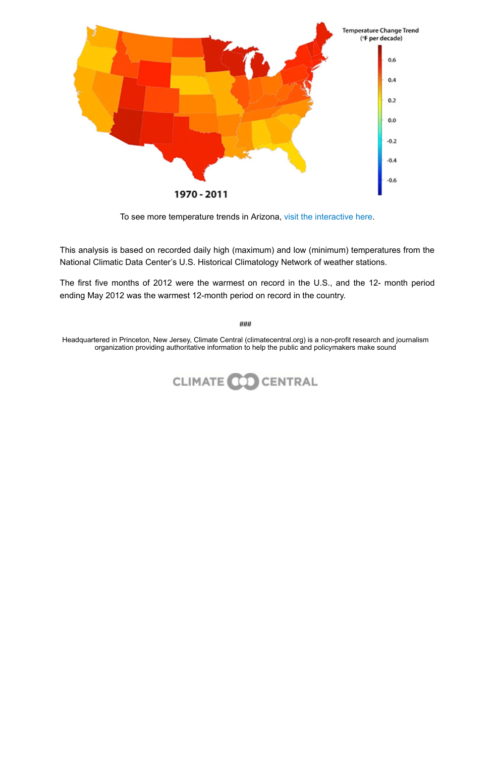Temperature Change Trend
(°F per decade)

0.6
0.4
0.2
0.0
-0.2
-0.4
-0.6

1970 - 2011

To see more temperature trends in Arizona, visit the interactive here.

This analysis is based on recorded daily high (maximum) and low (minimum) temperatures from the National Climatic Data Center's U.S. Historical Climatology Network of weather stations.

The first five months of 2012 were the warmest on record in the U.S., and the 12- month period ending May 2012 was the warmest 12-month period on record in the country.

###

Headquartered in Princeton, New Jersey, Climate Central (climatecentral.org) is a non-profit research and journalism organization providing authoritative information to help the public and policymakers make sound

CLIMATE CENTRAL